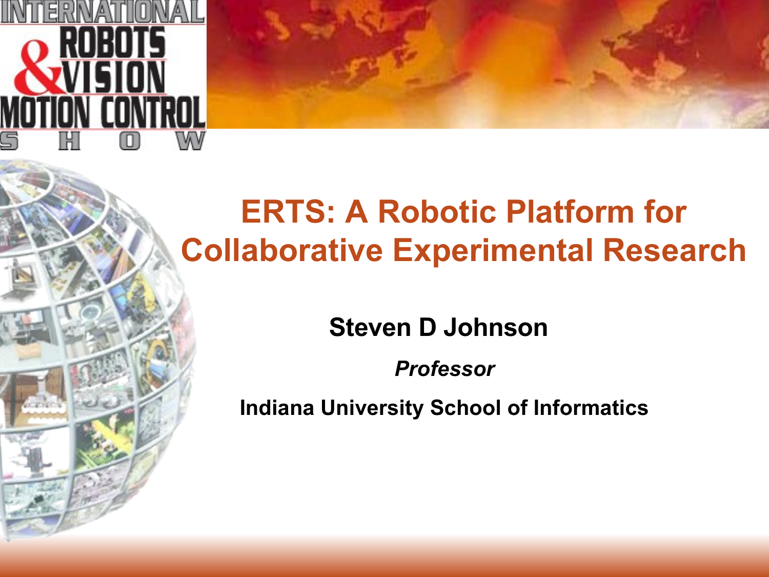# ERTS: A Robotic Platform for Collaborative Experimental Research

**Steven D Johnson**

***Professor***

**Indiana University School of Informatics**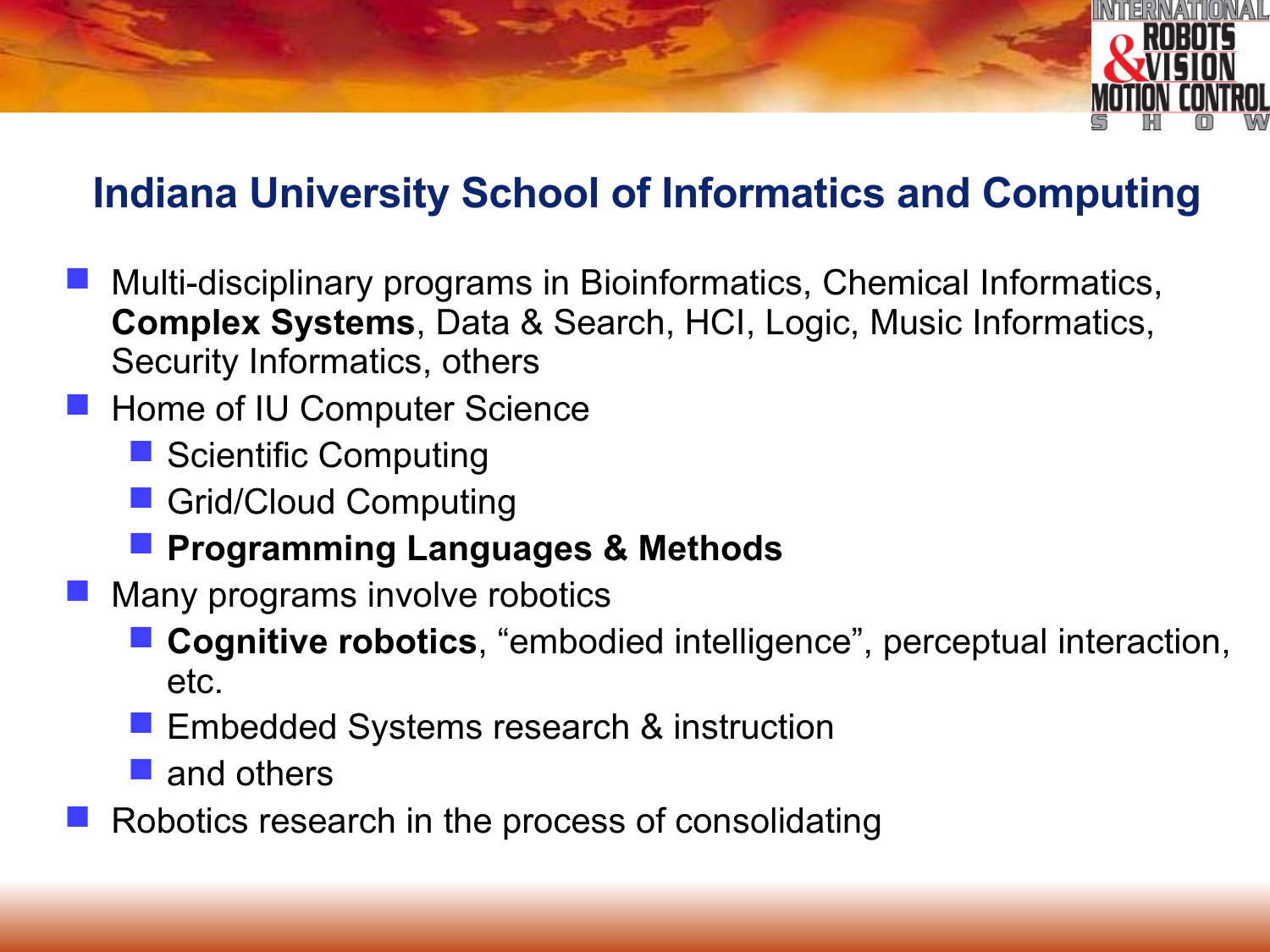# Indiana University School of Informatics and Computing

- Multi-disciplinary programs in Bioinformatics, Chemical Informatics, **Complex Systems**, Data & Search, HCI, Logic, Music Informatics, Security Informatics, others
- Home of IU Computer Science
  - Scientific Computing
  - Grid/Cloud Computing
  - **Programming Languages & Methods**
- Many programs involve robotics
  - **Cognitive robotics**, "embodied intelligence", perceptual interaction, etc.
  - Embedded Systems research & instruction
  - and others
- Robotics research in the process of consolidating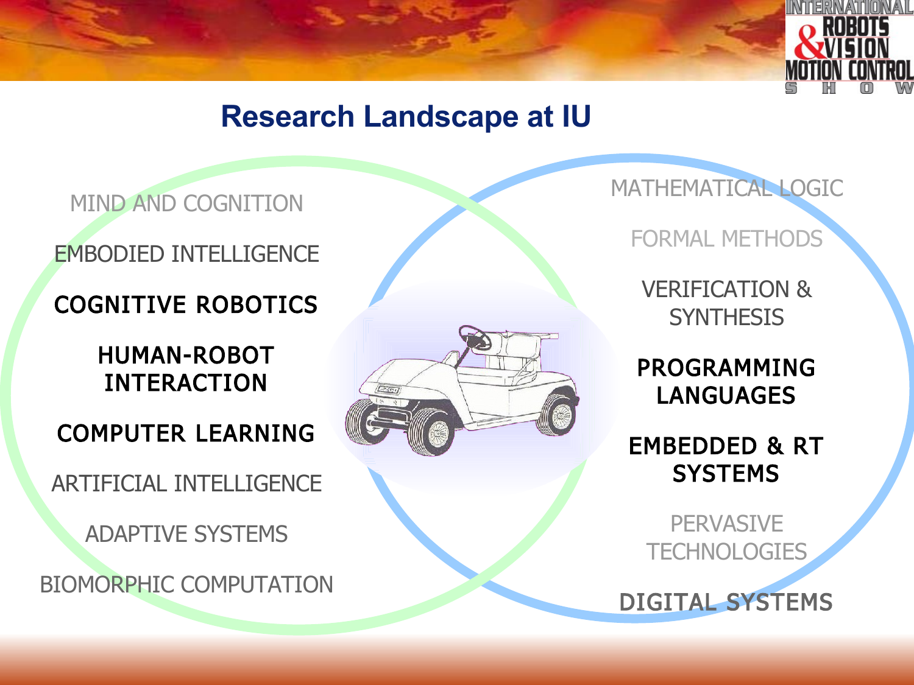# Research Landscape at IU

- MIND AND COGNITION
- EMBODIED INTELLIGENCE
- **COGNITIVE ROBOTICS**
- **HUMAN-ROBOT INTERACTION**
- **COMPUTER LEARNING**
- ARTIFICIAL INTELLIGENCE
- ADAPTIVE SYSTEMS
- BIOMORPHIC COMPUTATION

- MATHEMATICAL LOGIC
- FORMAL METHODS
- VERIFICATION & SYNTHESIS
- **PROGRAMMING LANGUAGES**
- **EMBEDDED & RT SYSTEMS**
- PERVASIVE TECHNOLOGIES
- **DIGITAL SYSTEMS**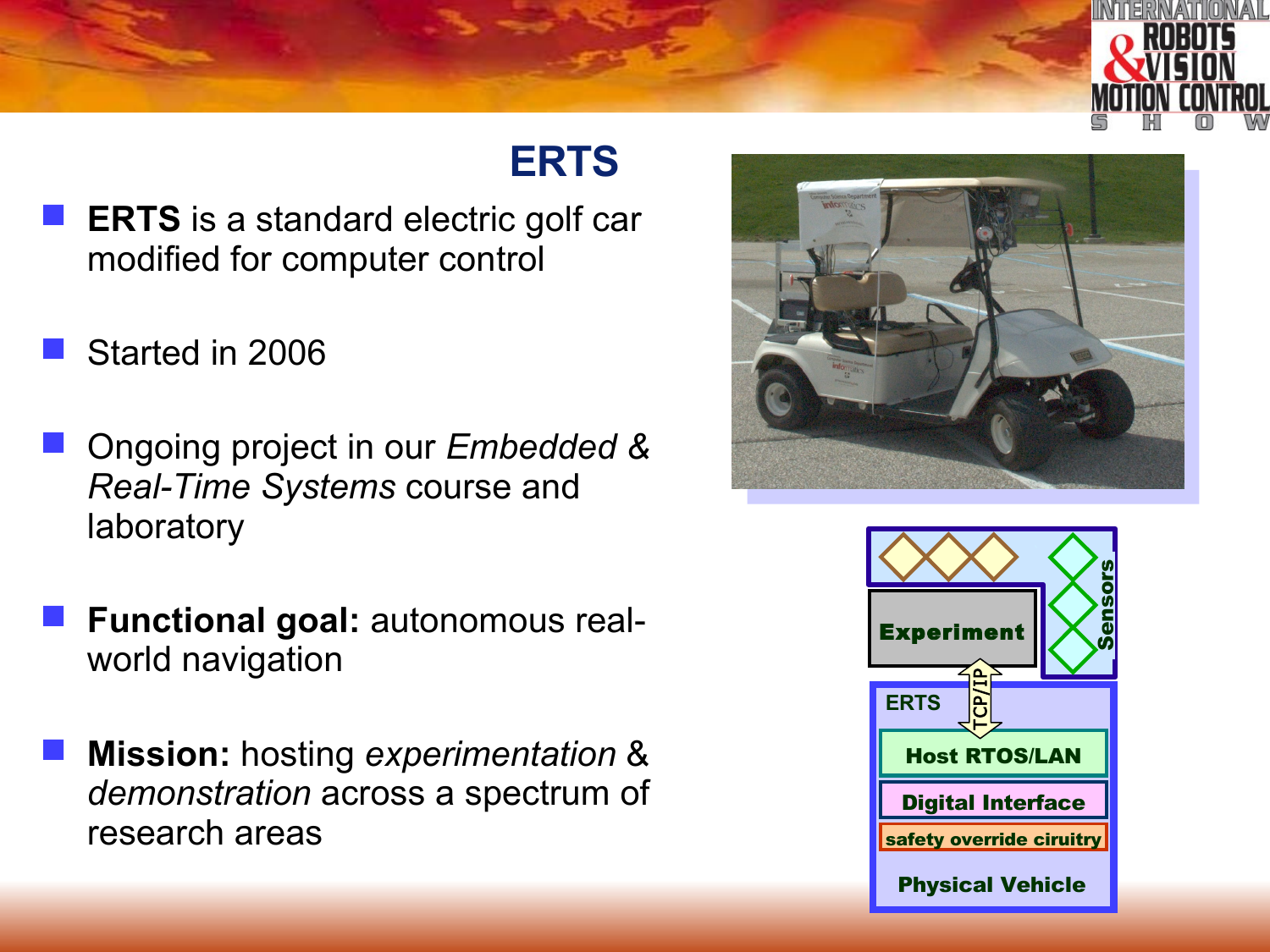# ERTS

- **ERTS** is a standard electric golf car modified for computer control
- Started in 2006
- Ongoing project in our *Embedded & Real-Time Systems* course and laboratory
- **Functional goal:** autonomous real-world navigation
- **Mission:** hosting *experimentation* & *demonstration* across a spectrum of research areas

Experiment

Sensors

TCP/IP

ERTS

Host RTOS/LAN

Digital Interface

safety override ciruitry

Physical Vehicle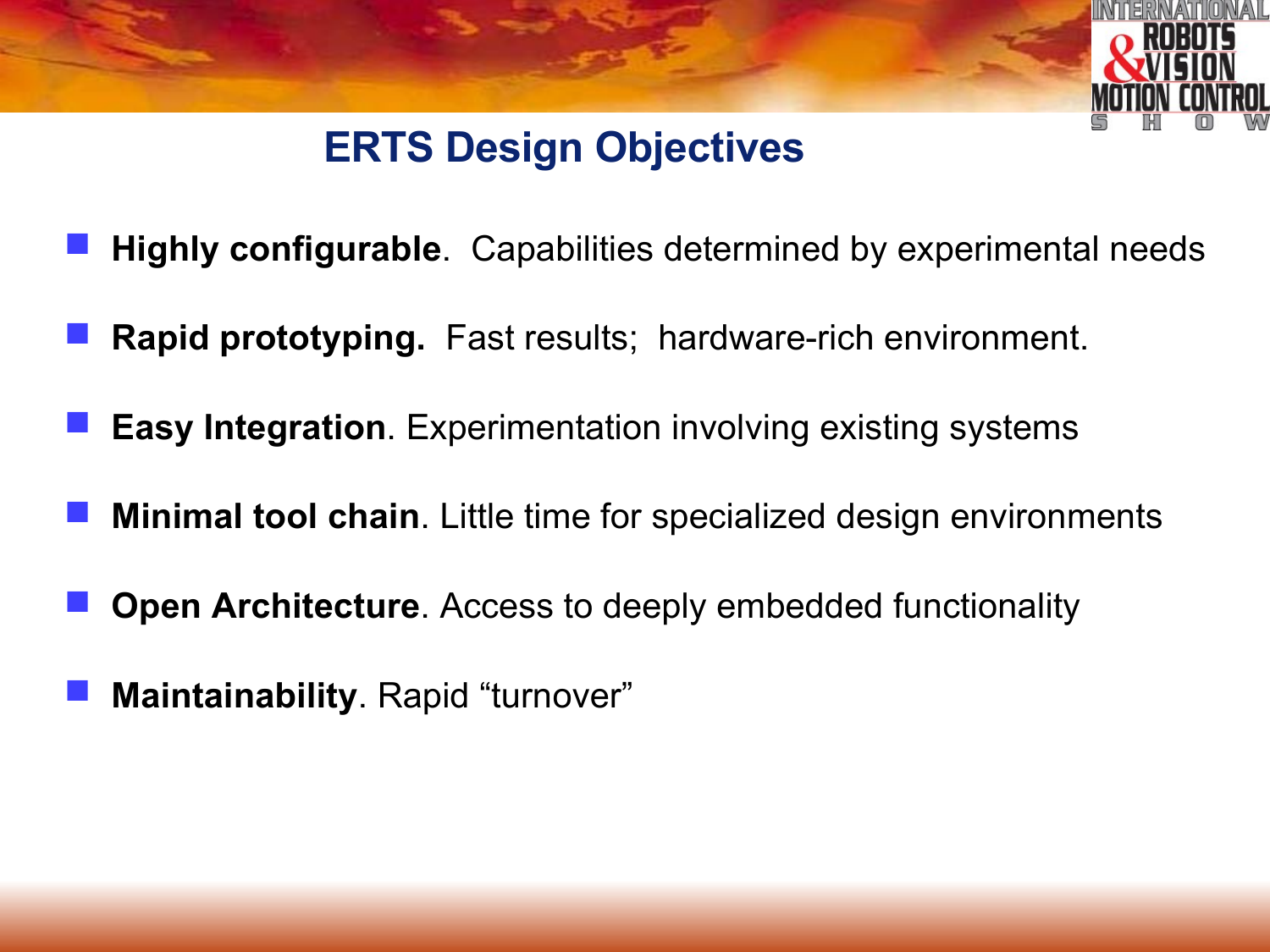# ERTS Design Objectives

- **Highly configurable**. Capabilities determined by experimental needs
- **Rapid prototyping.** Fast results; hardware-rich environment.
- **Easy Integration**. Experimentation involving existing systems
- **Minimal tool chain**. Little time for specialized design environments
- **Open Architecture**. Access to deeply embedded functionality
- **Maintainability**. Rapid "turnover"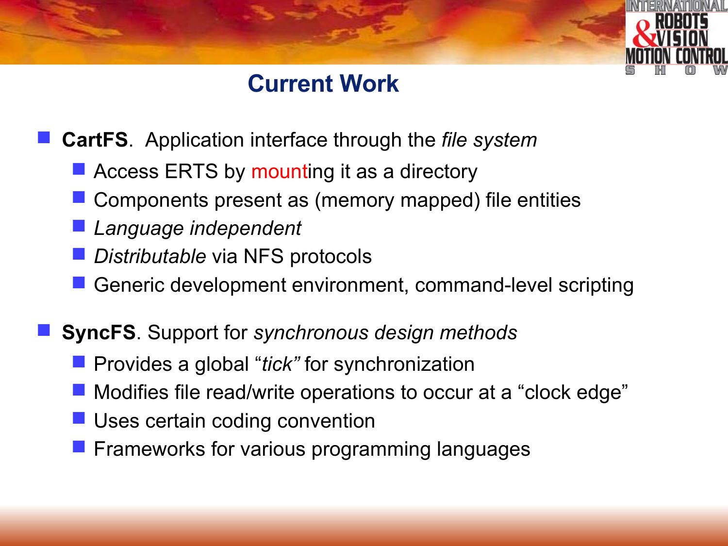# Current Work

- **CartFS**. Application interface through the *file system*
  - Access ERTS by mounting it as a directory
  - Components present as (memory mapped) file entities
  - *Language independent*
  - *Distributable* via NFS protocols
  - Generic development environment, command-level scripting

- **SyncFS**. Support for *synchronous design methods*
  - Provides a global "*tick*" for synchronization
  - Modifies file read/write operations to occur at a "clock edge"
  - Uses certain coding convention
  - Frameworks for various programming languages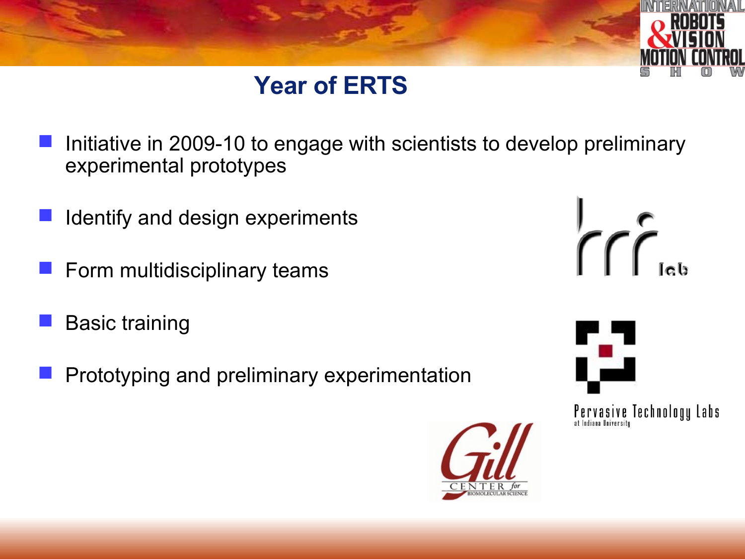# Year of ERTS

- Initiative in 2009-10 to engage with scientists to develop preliminary experimental prototypes
- Identify and design experiments
- Form multidisciplinary teams
- Basic training
- Prototyping and preliminary experimentation

rrr lab

Pervasive Technology Labs at Indiana University

Gill Center for Biomolecular Science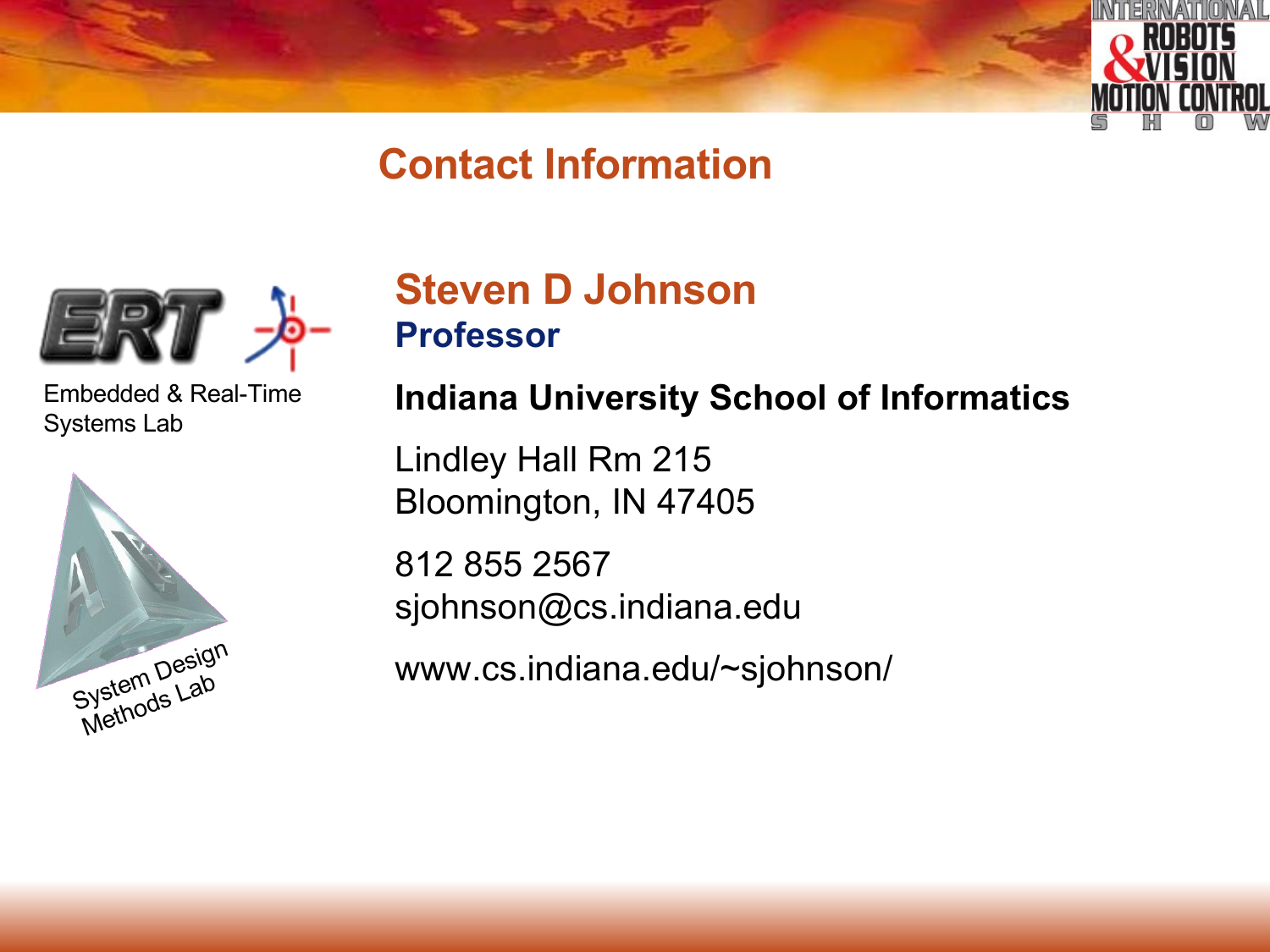# Contact Information

Embedded & Real-Time Systems Lab

System Design Methods Lab

## Steven D Johnson

### Professor

**Indiana University School of Informatics**

Lindley Hall Rm 215
Bloomington, IN 47405

812 855 2567
sjohnson@cs.indiana.edu

www.cs.indiana.edu/~sjohnson/